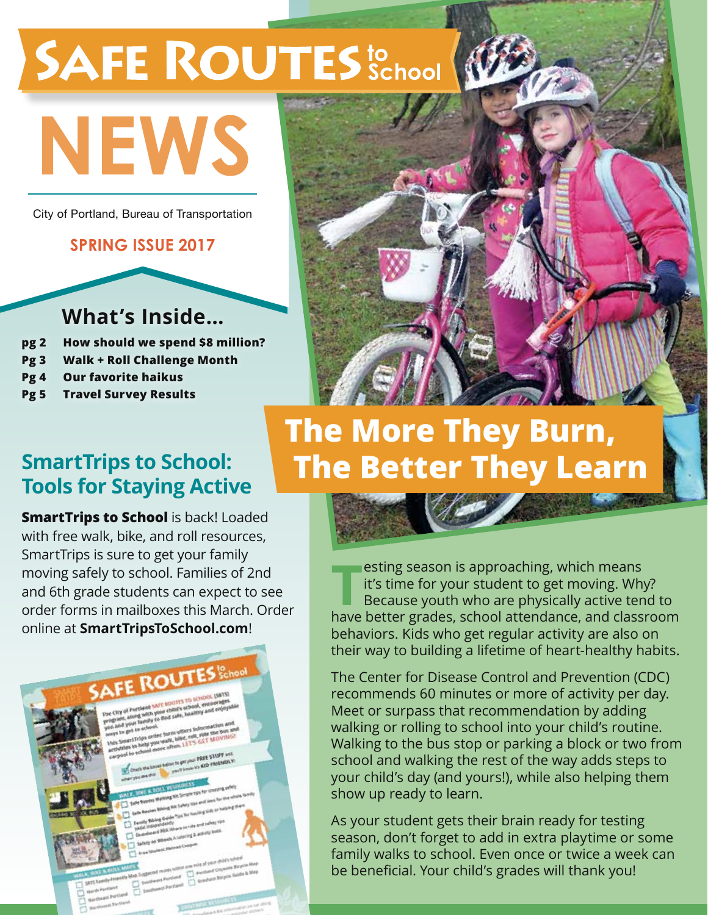# SAFE ROUTES to School NEWS

City of Portland, Bureau of Transportation

**SPRING ISSUE 2017**

## What's Inside...

- **pg 2** How should we spend $8 million?
- **Pg 3** Walk + Roll Challenge Month
- **Pg 4** Our favorite haikus
- **Pg 5** Travel Survey Results

## SmartTrips to School: Tools for Staying Active

**SmartTrips to School** is back! Loaded with free walk, bike, and roll resources, SmartTrips is sure to get your family moving safely to school. Families of 2nd and 6th grade students can expect to see order forms in mailboxes this March. Order online at **SmartTripsToSchool.com**!

## The More They Burn, The Better They Learn

Testing season is approaching, which means it's time for your student to get moving. Why? Because youth who are physically active tend to have better grades, school attendance, and classroom behaviors. Kids who get regular activity are also on their way to building a lifetime of heart-healthy habits.

The Center for Disease Control and Prevention (CDC) recommends 60 minutes or more of activity per day. Meet or surpass that recommendation by adding walking or rolling to school into your child's routine. Walking to the bus stop or parking a block or two from school and walking the rest of the way adds steps to your child's day (and yours!), while also helping them show up ready to learn.

As your student gets their brain ready for testing season, don't forget to add in extra playtime or some family walks to school. Even once or twice a week can be beneficial. Your child's grades will thank you!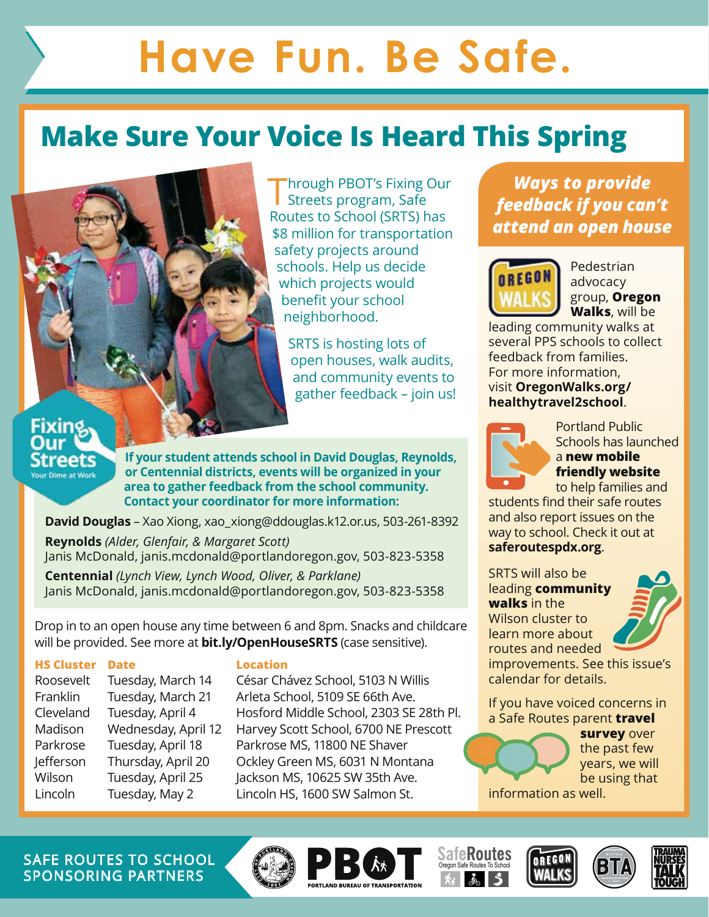# Have Fun. Be Safe.

## Make Sure Your Voice Is Heard This Spring

Through PBOT's Fixing Our Streets program, Safe Routes to School (SRTS) has $8 million for transportation safety projects around schools. Help us decide which projects would benefit your school neighborhood.

SRTS is hosting lots of open houses, walk audits, and community events to gather feedback – join us!

Fixing Our Streets
Your Dime at Work

**If your student attends school in David Douglas, Reynolds, or Centennial districts, events will be organized in your area to gather feedback from the school community. Contact your coordinator for more information:**

**David Douglas** – Xao Xiong, xao_xiong@ddouglas.k12.or.us, 503-261-8392

**Reynolds** *(Alder, Glenfair, & Margaret Scott)*
Janis McDonald, janis.mcdonald@portlandoregon.gov, 503-823-5358

**Centennial** *(Lynch View, Lynch Wood, Oliver, & Parklane)*
Janis McDonald, janis.mcdonald@portlandoregon.gov, 503-823-5358

Drop in to an open house any time between 6 and 8pm. Snacks and childcare will be provided. See more at **bit.ly/OpenHouseSRTS** (case sensitive).

| HS Cluster | Date | Location |
|---|---|---|
| Roosevelt | Tuesday, March 14 | César Chávez School, 5103 N Willis |
| Franklin | Tuesday, March 21 | Arleta School, 5109 SE 66th Ave. |
| Cleveland | Tuesday, April 4 | Hosford Middle School, 2303 SE 28th Pl. |
| Madison | Wednesday, April 12 | Harvey Scott School, 6700 NE Prescott |
| Parkrose | Tuesday, April 18 | Parkrose MS, 11800 NE Shaver |
| Jefferson | Thursday, April 20 | Ockley Green MS, 6031 N Montana |
| Wilson | Tuesday, April 25 | Jackson MS, 10625 SW 35th Ave. |
| Lincoln | Tuesday, May 2 | Lincoln HS, 1600 SW Salmon St. |

### *Ways to provide feedback if you can't attend an open house*

Pedestrian advocacy group, **Oregon Walks**, will be leading community walks at several PPS schools to collect feedback from families. For more information, visit **OregonWalks.org/healthytravel2school**.

Portland Public Schools has launched a **new mobile friendly website** to help families and students find their safe routes and also report issues on the way to school. Check it out at **saferoutespdx.org**.

SRTS will also be leading **community walks** in the Wilson cluster to learn more about routes and needed improvements. See this issue's calendar for details.

If you have voiced concerns in a Safe Routes parent **travel survey** over the past few years, we will be using that information as well.

SAFE ROUTES TO SCHOOL SPONSORING PARTNERS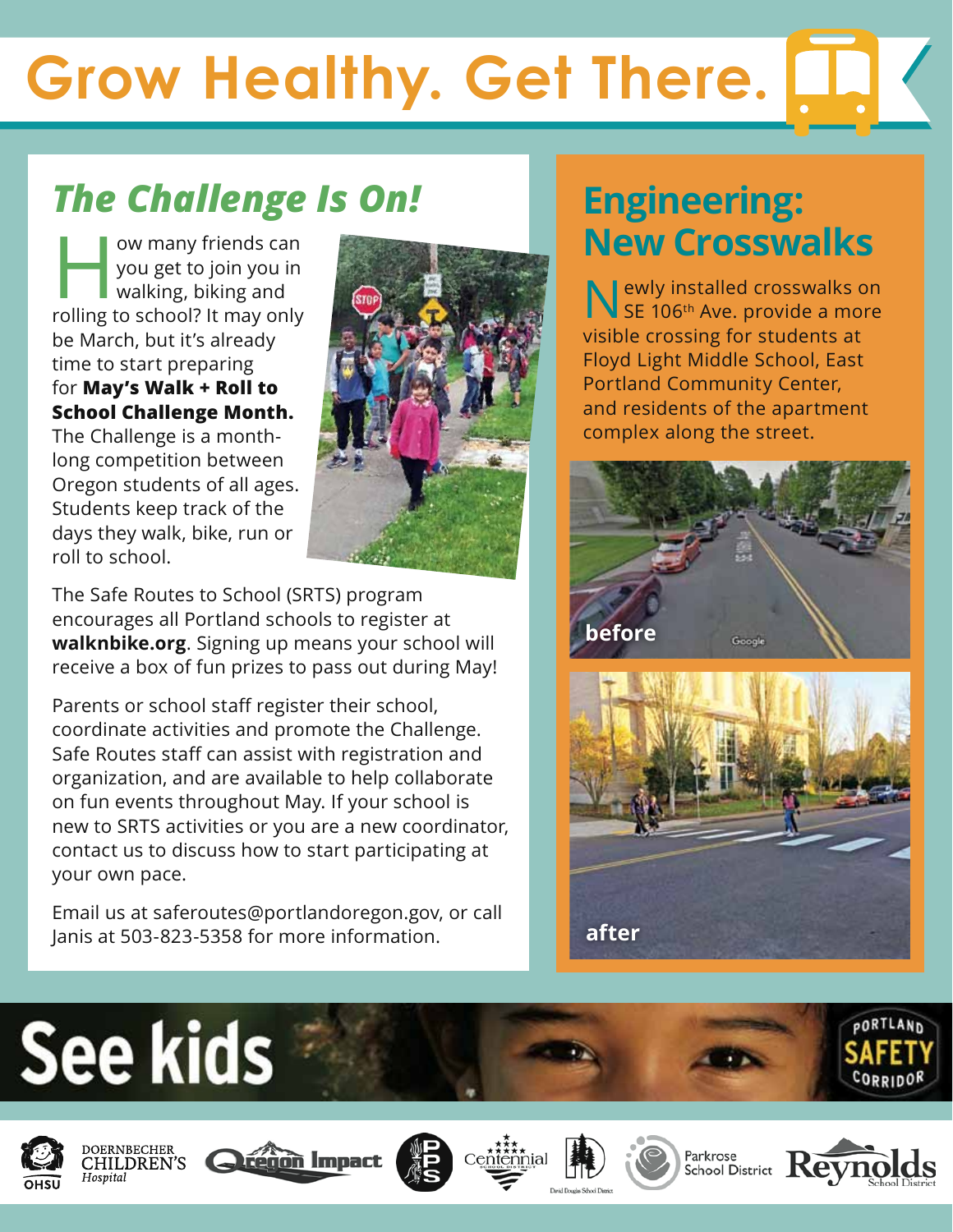# Grow Healthy. Get There.

## *The Challenge Is On!*

How many friends can you get to join you in walking, biking and rolling to school? It may only be March, but it's already time to start preparing for **May's Walk + Roll to School Challenge Month.** The Challenge is a month-long competition between Oregon students of all ages. Students keep track of the days they walk, bike, run or roll to school.

The Safe Routes to School (SRTS) program encourages all Portland schools to register at **walknbike.org**. Signing up means your school will receive a box of fun prizes to pass out during May!

Parents or school staff register their school, coordinate activities and promote the Challenge. Safe Routes staff can assist with registration and organization, and are available to help collaborate on fun events throughout May. If your school is new to SRTS activities or you are a new coordinator, contact us to discuss how to start participating at your own pace.

Email us at saferoutes@portlandoregon.gov, or call Janis at 503-823-5358 for more information.

## Engineering: New Crosswalks

Newly installed crosswalks on SE 106th Ave. provide a more visible crossing for students at Floyd Light Middle School, East Portland Community Center, and residents of the apartment complex along the street.

before

after

See kids

PORTLAND SAFETY CORRIDOR

OHSU Doernbecher Children's Hospital · Oregon Impact · PPS · Centennial School District · David Douglas School District · Parkrose School District · Reynolds School District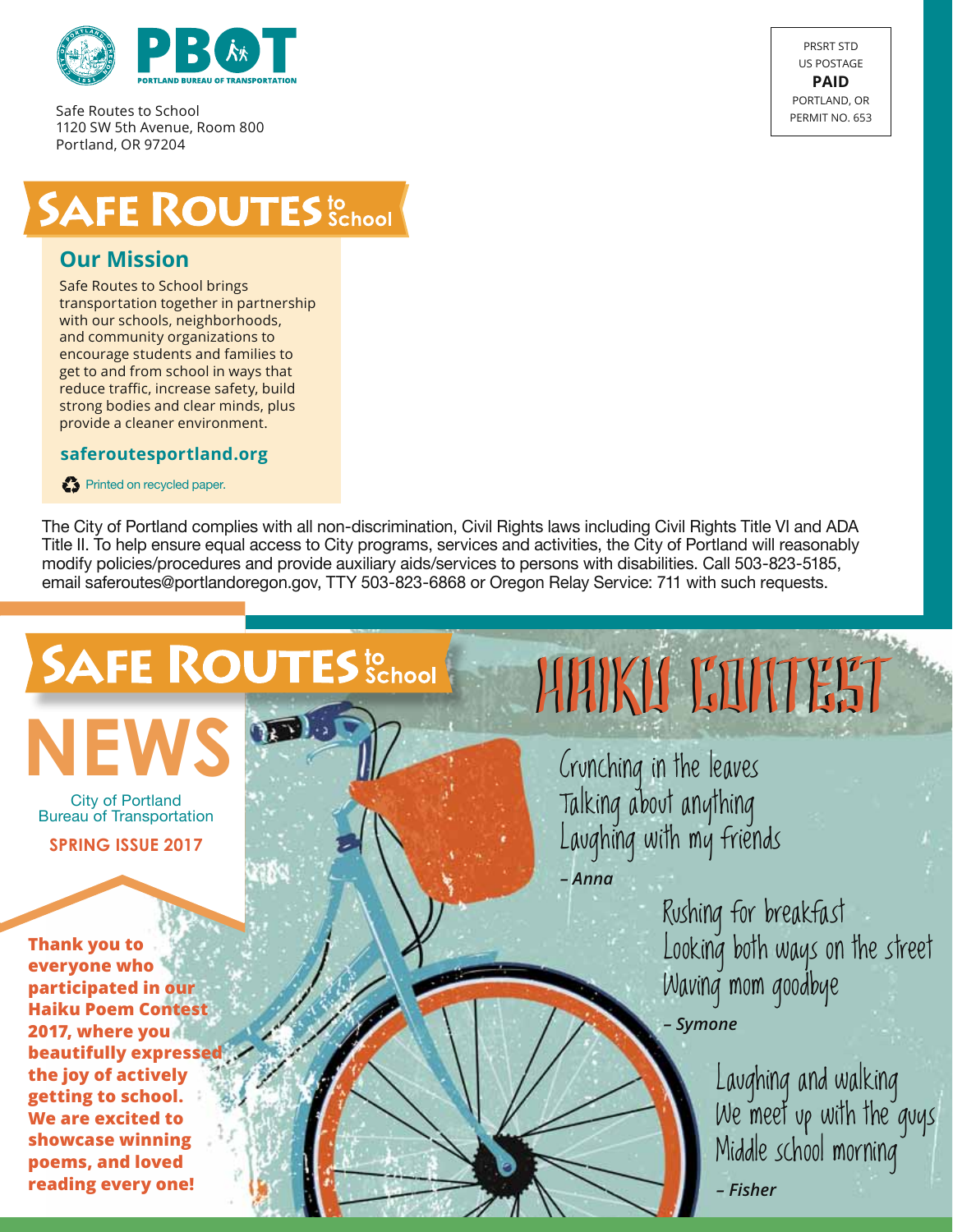PBOT
PORTLAND BUREAU OF TRANSPORTATION

Safe Routes to School
1120 SW 5th Avenue, Room 800
Portland, OR 97204

PRSRT STD
US POSTAGE
**PAID**
PORTLAND, OR
PERMIT NO. 653

# SAFE ROUTES to School

## Our Mission

Safe Routes to School brings transportation together in partnership with our schools, neighborhoods, and community organizations to encourage students and families to get to and from school in ways that reduce traffic, increase safety, build strong bodies and clear minds, plus provide a cleaner environment.

**saferoutesportland.org**

Printed on recycled paper.

The City of Portland complies with all non-discrimination, Civil Rights laws including Civil Rights Title VI and ADA Title II. To help ensure equal access to City programs, services and activities, the City of Portland will reasonably modify policies/procedures and provide auxiliary aids/services to persons with disabilities. Call 503-823-5185, email saferoutes@portlandoregon.gov, TTY 503-823-6868 or Oregon Relay Service: 711 with such requests.

# SAFE ROUTES to School NEWS

City of Portland
Bureau of Transportation

**SPRING ISSUE 2017**

**Thank you to everyone who participated in our Haiku Poem Contest 2017, where you beautifully expressed the joy of actively getting to school. We are excited to showcase winning poems, and loved reading every one!**

## HAIKU CONTEST

Crunching in the leaves
Talking about anything
Laughing with my friends

***– Anna***

Rushing for breakfast
Looking both ways on the street
Waving mom goodbye

***– Symone***

Laughing and walking
We meet up with the guys
Middle school morning

***– Fisher***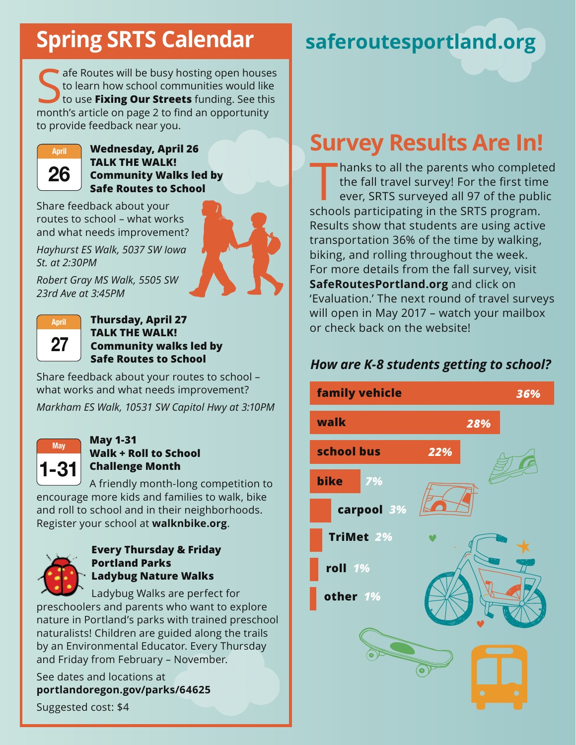## Spring SRTS Calendar

Safe Routes will be busy hosting open houses to learn how school communities would like to use **Fixing Our Streets** funding. See this month's article on page 2 to find an opportunity to provide feedback near you.

April
26

**Wednesday, April 26**
**TALK THE WALK!**
**Community Walks led by Safe Routes to School**

Share feedback about your routes to school – what works and what needs improvement?

*Hayhurst ES Walk, 5037 SW Iowa St. at 2:30PM*

*Robert Gray MS Walk, 5505 SW 23rd Ave at 3:45PM*

April
27

**Thursday, April 27**
**TALK THE WALK!**
**Community walks led by Safe Routes to School**

Share feedback about your routes to school – what works and what needs improvement?

*Markham ES Walk, 10531 SW Capitol Hwy at 3:10PM*

May
1-31

**May 1-31**
**Walk + Roll to School Challenge Month**

A friendly month-long competition to encourage more kids and families to walk, bike and roll to school and in their neighborhoods. Register your school at **walknbike.org**.

**Every Thursday & Friday**
**Portland Parks**
**Ladybug Nature Walks**

Ladybug Walks are perfect for preschoolers and parents who want to explore nature in Portland's parks with trained preschool naturalists! Children are guided along the trails by an Environmental Educator. Every Thursday and Friday from February – November.

See dates and locations at **portlandoregon.gov/parks/64625**

Suggested cost: $4

## saferoutesportland.org

## Survey Results Are In!

Thanks to all the parents who completed the fall travel survey! For the first time ever, SRTS surveyed all 97 of the public schools participating in the SRTS program. Results show that students are using active transportation 36% of the time by walking, biking, and rolling throughout the week. For more details from the fall survey, visit **SafeRoutesPortland.org** and click on 'Evaluation.' The next round of travel surveys will open in May 2017 – watch your mailbox or check back on the website!

### *How are K-8 students getting to school?*

family vehicle 36%
walk 28%
school bus 22%
bike 7%
carpool 3%
TriMet 2%
roll 1%
other 1%